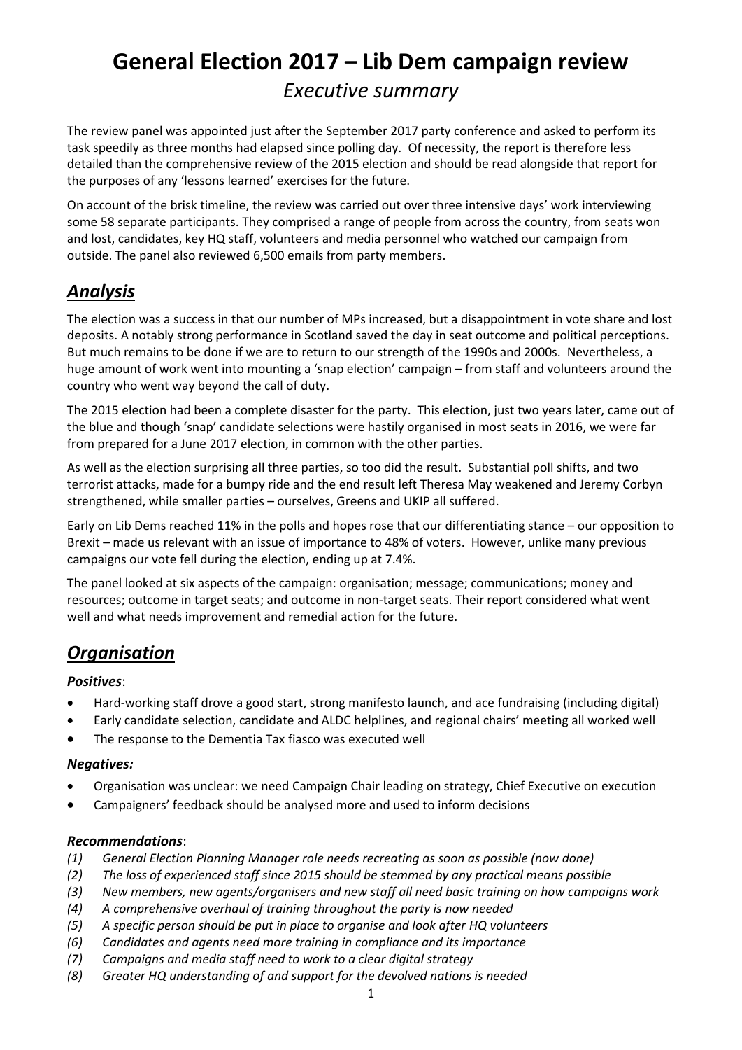# General Election 2017 – Lib Dem campaign review

*Executive summary*

The review panel was appointed just after the September 2017 party conference and asked to perform its task speedily as three months had elapsed since polling day. Of necessity, the report is therefore less detailed than the comprehensive review of the 2015 election and should be read alongside that report for the purposes of any 'lessons learned' exercises for the future.

On account of the brisk timeline, the review was carried out over three intensive days' work interviewing some 58 separate participants. They comprised a range of people from across the country, from seats won and lost, candidates, key HQ staff, volunteers and media personnel who watched our campaign from outside. The panel also reviewed 6,500 emails from party members.

## ***Analysis***

The election was a success in that our number of MPs increased, but a disappointment in vote share and lost deposits. A notably strong performance in Scotland saved the day in seat outcome and political perceptions. But much remains to be done if we are to return to our strength of the 1990s and 2000s. Nevertheless, a huge amount of work went into mounting a 'snap election' campaign – from staff and volunteers around the country who went way beyond the call of duty.

The 2015 election had been a complete disaster for the party. This election, just two years later, came out of the blue and though 'snap' candidate selections were hastily organised in most seats in 2016, we were far from prepared for a June 2017 election, in common with the other parties.

As well as the election surprising all three parties, so too did the result. Substantial poll shifts, and two terrorist attacks, made for a bumpy ride and the end result left Theresa May weakened and Jeremy Corbyn strengthened, while smaller parties – ourselves, Greens and UKIP all suffered.

Early on Lib Dems reached 11% in the polls and hopes rose that our differentiating stance – our opposition to Brexit – made us relevant with an issue of importance to 48% of voters. However, unlike many previous campaigns our vote fell during the election, ending up at 7.4%.

The panel looked at six aspects of the campaign: organisation; message; communications; money and resources; outcome in target seats; and outcome in non-target seats. Their report considered what went well and what needs improvement and remedial action for the future.

## ***Organisation***

***Positives***:

- Hard-working staff drove a good start, strong manifesto launch, and ace fundraising (including digital)
- Early candidate selection, candidate and ALDC helplines, and regional chairs' meeting all worked well
- The response to the Dementia Tax fiasco was executed well

***Negatives:***

- Organisation was unclear: we need Campaign Chair leading on strategy, Chief Executive on execution
- Campaigners' feedback should be analysed more and used to inform decisions

***Recommendations***:

*(1) General Election Planning Manager role needs recreating as soon as possible (now done)*
*(2) The loss of experienced staff since 2015 should be stemmed by any practical means possible*
*(3) New members, new agents/organisers and new staff all need basic training on how campaigns work*
*(4) A comprehensive overhaul of training throughout the party is now needed*
*(5) A specific person should be put in place to organise and look after HQ volunteers*
*(6) Candidates and agents need more training in compliance and its importance*
*(7) Campaigns and media staff need to work to a clear digital strategy*
*(8) Greater HQ understanding of and support for the devolved nations is needed*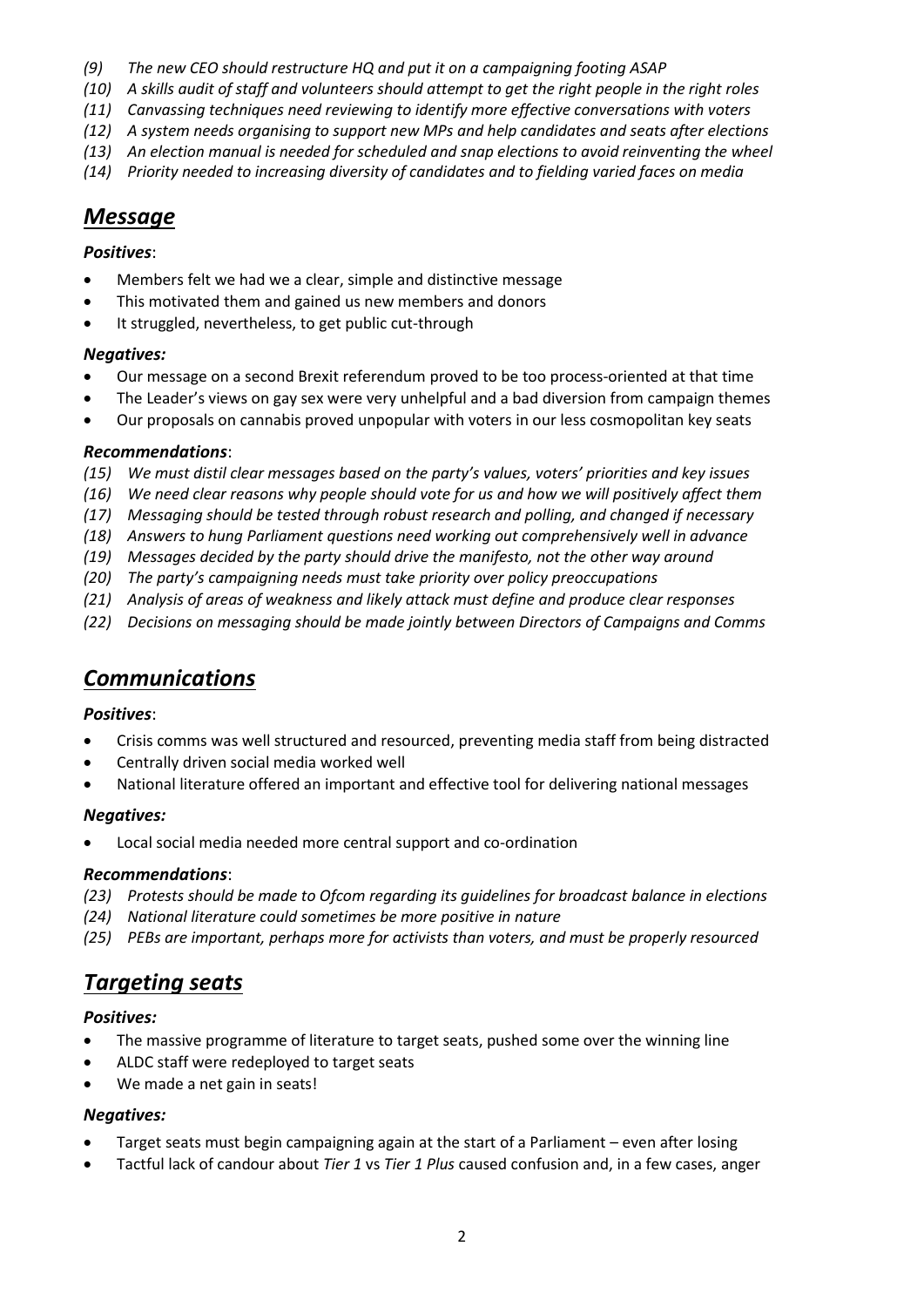*(9) The new CEO should restructure HQ and put it on a campaigning footing ASAP*
*(10) A skills audit of staff and volunteers should attempt to get the right people in the right roles*
*(11) Canvassing techniques need reviewing to identify more effective conversations with voters*
*(12) A system needs organising to support new MPs and help candidates and seats after elections*
*(13) An election manual is needed for scheduled and snap elections to avoid reinventing the wheel*
*(14) Priority needed to increasing diversity of candidates and to fielding varied faces on media*

## ***Message***

***Positives***:

- Members felt we had we a clear, simple and distinctive message
- This motivated them and gained us new members and donors
- It struggled, nevertheless, to get public cut-through

***Negatives:***

- Our message on a second Brexit referendum proved to be too process-oriented at that time
- The Leader's views on gay sex were very unhelpful and a bad diversion from campaign themes
- Our proposals on cannabis proved unpopular with voters in our less cosmopolitan key seats

***Recommendations***:

*(15) We must distil clear messages based on the party's values, voters' priorities and key issues*
*(16) We need clear reasons why people should vote for us and how we will positively affect them*
*(17) Messaging should be tested through robust research and polling, and changed if necessary*
*(18) Answers to hung Parliament questions need working out comprehensively well in advance*
*(19) Messages decided by the party should drive the manifesto, not the other way around*
*(20) The party's campaigning needs must take priority over policy preoccupations*
*(21) Analysis of areas of weakness and likely attack must define and produce clear responses*
*(22) Decisions on messaging should be made jointly between Directors of Campaigns and Comms*

## ***Communications***

***Positives***:

- Crisis comms was well structured and resourced, preventing media staff from being distracted
- Centrally driven social media worked well
- National literature offered an important and effective tool for delivering national messages

***Negatives:***

- Local social media needed more central support and co-ordination

***Recommendations***:

*(23) Protests should be made to Ofcom regarding its guidelines for broadcast balance in elections*
*(24) National literature could sometimes be more positive in nature*
*(25) PEBs are important, perhaps more for activists than voters, and must be properly resourced*

## ***Targeting seats***

***Positives:***

- The massive programme of literature to target seats, pushed some over the winning line
- ALDC staff were redeployed to target seats
- We made a net gain in seats!

***Negatives:***

- Target seats must begin campaigning again at the start of a Parliament – even after losing
- Tactful lack of candour about *Tier 1* vs *Tier 1 Plus* caused confusion and, in a few cases, anger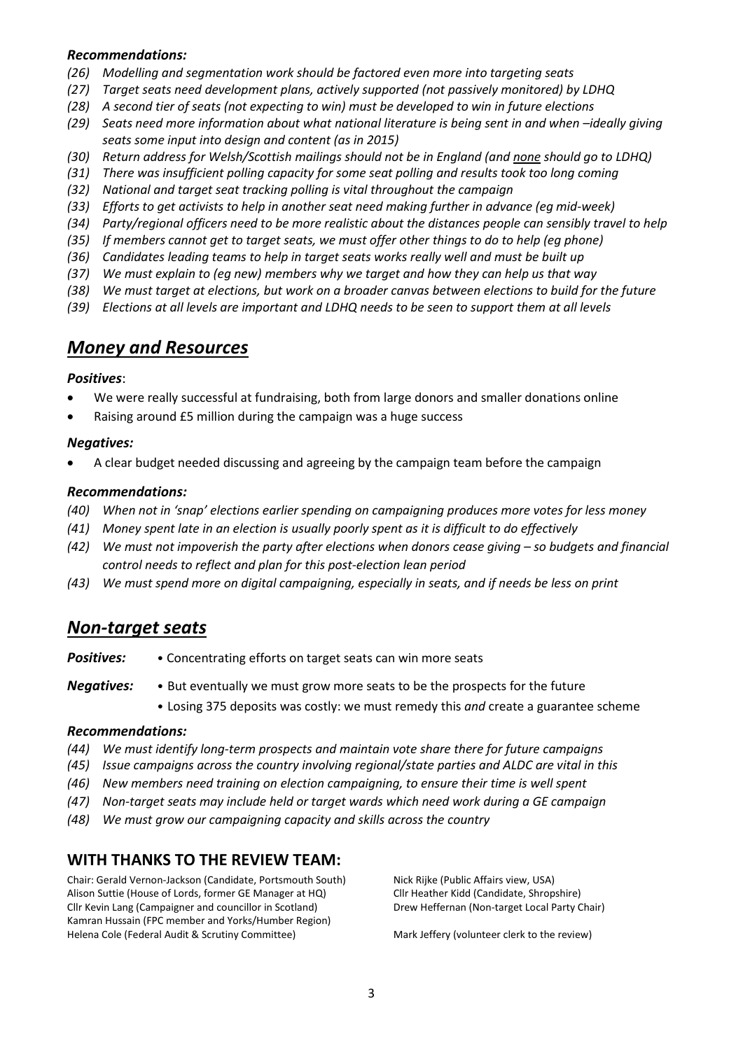***Recommendations:***

*(26) Modelling and segmentation work should be factored even more into targeting seats*
*(27) Target seats need development plans, actively supported (not passively monitored) by LDHQ*
*(28) A second tier of seats (not expecting to win) must be developed to win in future elections*
*(29) Seats need more information about what national literature is being sent in and when –ideally giving seats some input into design and content (as in 2015)*
*(30) Return address for Welsh/Scottish mailings should not be in England (and <u>none</u> should go to LDHQ)*
*(31) There was insufficient polling capacity for some seat polling and results took too long coming*
*(32) National and target seat tracking polling is vital throughout the campaign*
*(33) Efforts to get activists to help in another seat need making further in advance (eg mid-week)*
*(34) Party/regional officers need to be more realistic about the distances people can sensibly travel to help*
*(35) If members cannot get to target seats, we must offer other things to do to help (eg phone)*
*(36) Candidates leading teams to help in target seats works really well and must be built up*
*(37) We must explain to (eg new) members why we target and how they can help us that way*
*(38) We must target at elections, but work on a broader canvas between elections to build for the future*
*(39) Elections at all levels are important and LDHQ needs to be seen to support them at all levels*

## ***<u>Money and Resources</u>***

***Positives***:

- We were really successful at fundraising, both from large donors and smaller donations online
- Raising around £5 million during the campaign was a huge success

***Negatives:***

- A clear budget needed discussing and agreeing by the campaign team before the campaign

***Recommendations:***

*(40) When not in 'snap' elections earlier spending on campaigning produces more votes for less money*
*(41) Money spent late in an election is usually poorly spent as it is difficult to do effectively*
*(42) We must not impoverish the party after elections when donors cease giving – so budgets and financial control needs to reflect and plan for this post-election lean period*
*(43) We must spend more on digital campaigning, especially in seats, and if needs be less on print*

## ***<u>Non-target seats</u>***

***Positives:*** • Concentrating efforts on target seats can win more seats

***Negatives:*** • But eventually we must grow more seats to be the prospects for the future
• Losing 375 deposits was costly: we must remedy this *and* create a guarantee scheme

***Recommendations:***

*(44) We must identify long-term prospects and maintain vote share there for future campaigns*
*(45) Issue campaigns across the country involving regional/state parties and ALDC are vital in this*
*(46) New members need training on election campaigning, to ensure their time is well spent*
*(47) Non-target seats may include held or target wards which need work during a GE campaign*
*(48) We must grow our campaigning capacity and skills across the country*

## **WITH THANKS TO THE REVIEW TEAM:**

Chair: Gerald Vernon-Jackson (Candidate, Portsmouth South)
Alison Suttie (House of Lords, former GE Manager at HQ)
Cllr Kevin Lang (Campaigner and councillor in Scotland)
Kamran Hussain (FPC member and Yorks/Humber Region)
Helena Cole (Federal Audit & Scrutiny Committee)
Nick Rijke (Public Affairs view, USA)
Cllr Heather Kidd (Candidate, Shropshire)
Drew Heffernan (Non-target Local Party Chair)

Mark Jeffery (volunteer clerk to the review)